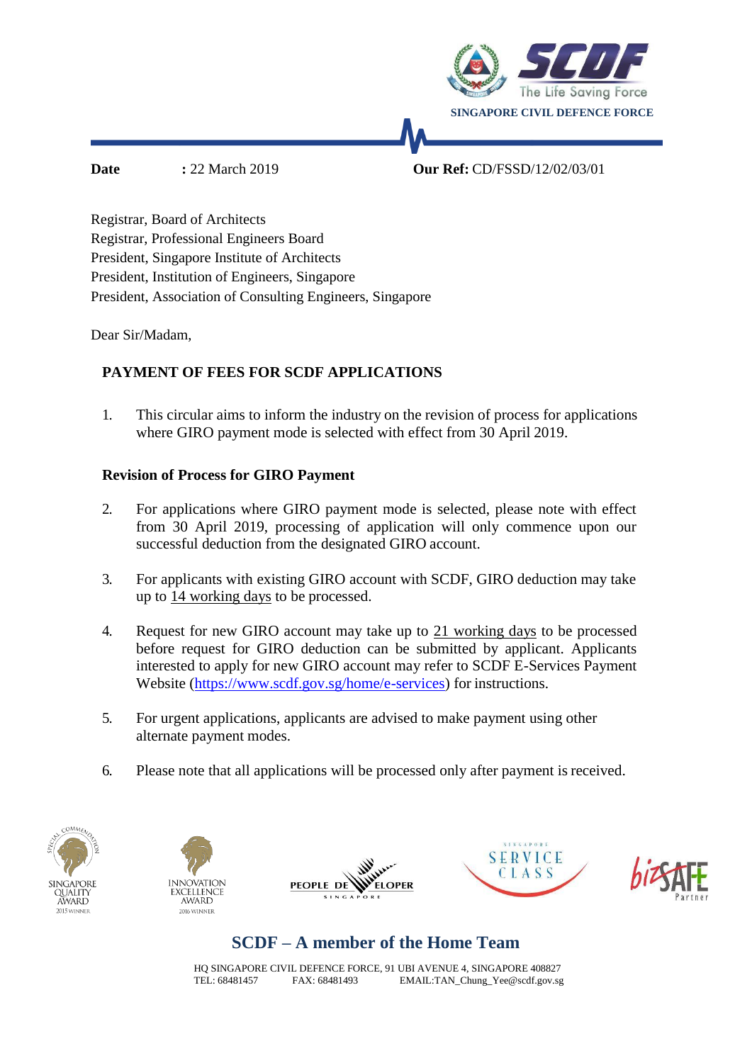SINGAPORE CIVIL DEFENCE FORCE

**Date** **:** 22 March 2019 **Our Ref:** CD/FSSD/12/02/03/01

Registrar, Board of Architects
Registrar, Professional Engineers Board
President, Singapore Institute of Architects
President, Institution of Engineers, Singapore
President, Association of Consulting Engineers, Singapore

Dear Sir/Madam,

**PAYMENT OF FEES FOR SCDF APPLICATIONS**

1. This circular aims to inform the industry on the revision of process for applications where GIRO payment mode is selected with effect from 30 April 2019.

**Revision of Process for GIRO Payment**

2. For applications where GIRO payment mode is selected, please note with effect from 30 April 2019, processing of application will only commence upon our successful deduction from the designated GIRO account.

3. For applicants with existing GIRO account with SCDF, GIRO deduction may take up to 14 working days to be processed.

4. Request for new GIRO account may take up to 21 working days to be processed before request for GIRO deduction can be submitted by applicant. Applicants interested to apply for new GIRO account may refer to SCDF E-Services Payment Website (https://www.scdf.gov.sg/home/e-services) for instructions.

5. For urgent applications, applicants are advised to make payment using other alternate payment modes.

6. Please note that all applications will be processed only after payment is received.

**SCDF – A member of the Home Team**

HQ SINGAPORE CIVIL DEFENCE FORCE, 91 UBI AVENUE 4, SINGAPORE 408827
TEL: 68481457 FAX: 68481493 EMAIL:TAN_Chung_Yee@scdf.gov.sg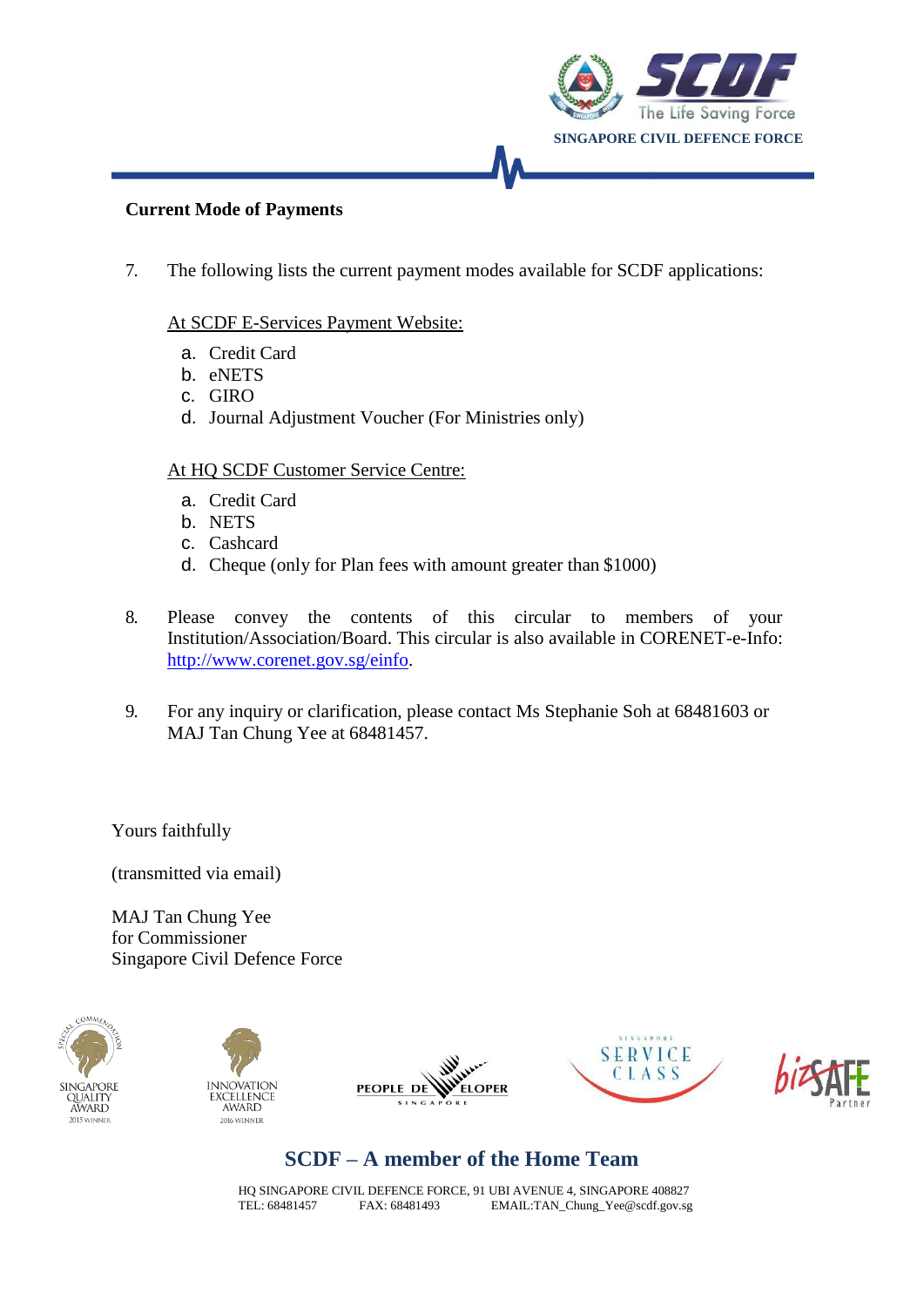**Current Mode of Payments**

7. The following lists the current payment modes available for SCDF applications:

At SCDF E-Services Payment Website:

a. Credit Card
b. eNETS
c. GIRO
d. Journal Adjustment Voucher (For Ministries only)

At HQ SCDF Customer Service Centre:

a. Credit Card
b. NETS
c. Cashcard
d. Cheque (only for Plan fees with amount greater than $1000)

8. Please convey the contents of this circular to members of your Institution/Association/Board. This circular is also available in CORENET-e-Info: http://www.corenet.gov.sg/einfo.

9. For any inquiry or clarification, please contact Ms Stephanie Soh at 68481603 or MAJ Tan Chung Yee at 68481457.

Yours faithfully

(transmitted via email)

MAJ Tan Chung Yee
for Commissioner
Singapore Civil Defence Force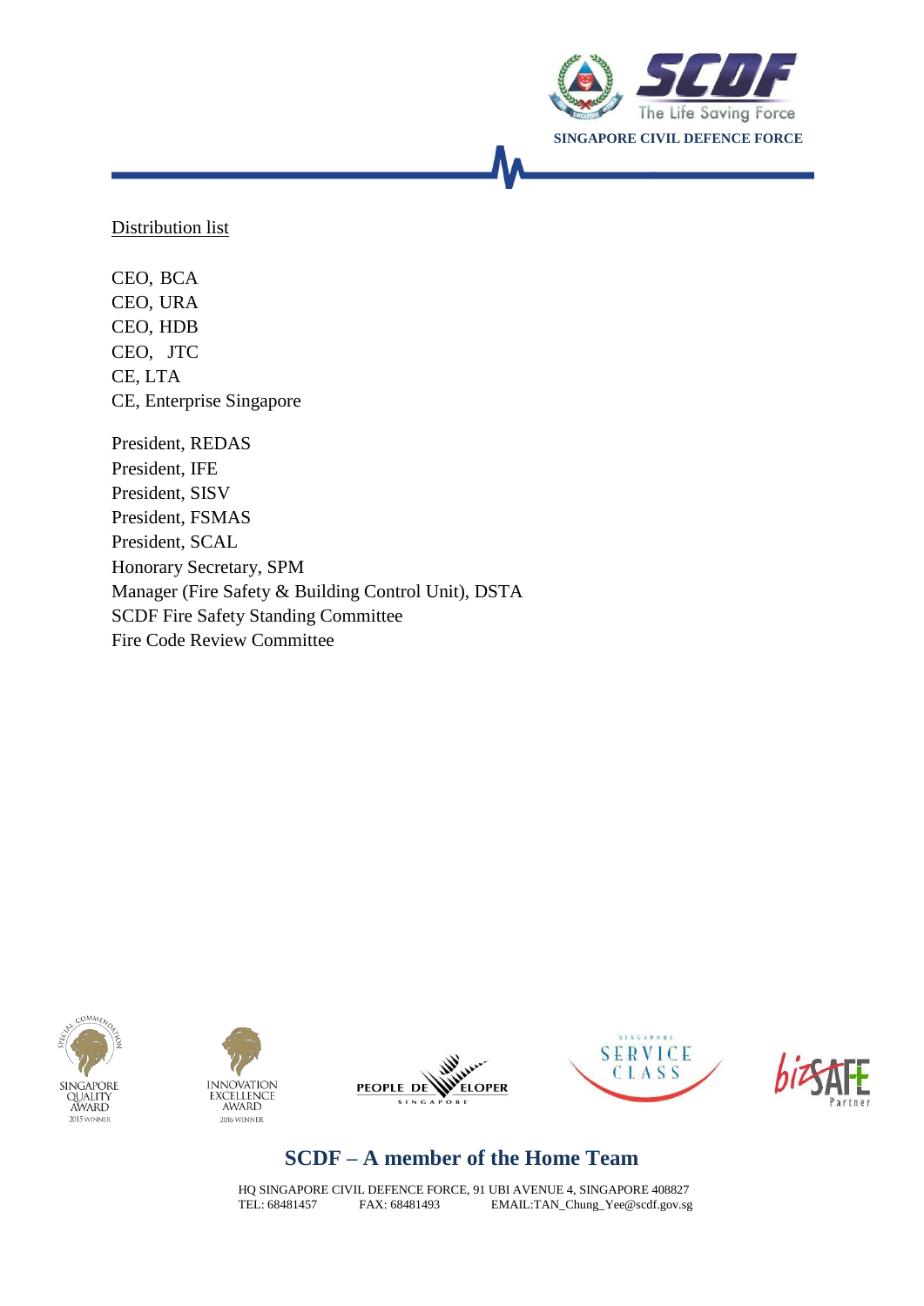Distribution list

CEO, BCA
CEO, URA
CEO, HDB
CEO, JTC
CE, LTA
CE, Enterprise Singapore

President, REDAS
President, IFE
President, SISV
President, FSMAS
President, SCAL
Honorary Secretary, SPM
Manager (Fire Safety & Building Control Unit), DSTA
SCDF Fire Safety Standing Committee
Fire Code Review Committee